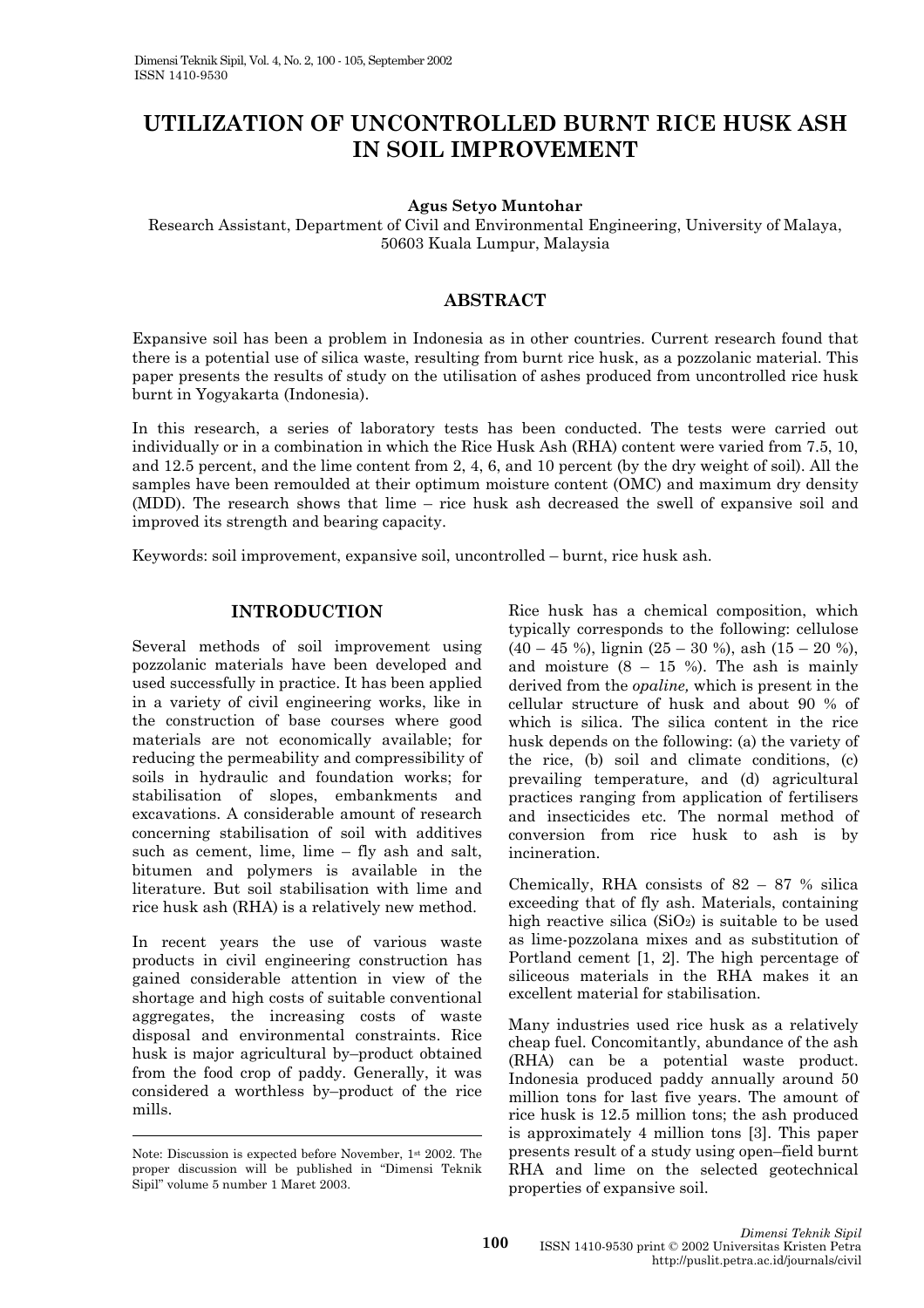# UTILIZATION OF UNCONTROLLED BURNT RICE HUSK ASH IN SOIL IMPROVEMENT

**Agus Setyo Muntohar**

Research Assistant, Department of Civil and Environmental Engineering, University of Malaya, 50603 Kuala Lumpur, Malaysia

## ABSTRACT

Expansive soil has been a problem in Indonesia as in other countries. Current research found that there is a potential use of silica waste, resulting from burnt rice husk, as a pozzolanic material. This paper presents the results of study on the utilisation of ashes produced from uncontrolled rice husk burnt in Yogyakarta (Indonesia).

In this research, a series of laboratory tests has been conducted. The tests were carried out individually or in a combination in which the Rice Husk Ash (RHA) content were varied from 7.5, 10, and 12.5 percent, and the lime content from 2, 4, 6, and 10 percent (by the dry weight of soil). All the samples have been remoulded at their optimum moisture content (OMC) and maximum dry density (MDD). The research shows that lime – rice husk ash decreased the swell of expansive soil and improved its strength and bearing capacity.

Keywords: soil improvement, expansive soil, uncontrolled – burnt, rice husk ash.

## INTRODUCTION

Several methods of soil improvement using pozzolanic materials have been developed and used successfully in practice. It has been applied in a variety of civil engineering works, like in the construction of base courses where good materials are not economically available; for reducing the permeability and compressibility of soils in hydraulic and foundation works; for stabilisation of slopes, embankments and excavations. A considerable amount of research concerning stabilisation of soil with additives such as cement, lime, lime – fly ash and salt, bitumen and polymers is available in the literature. But soil stabilisation with lime and rice husk ash (RHA) is a relatively new method.

In recent years the use of various waste products in civil engineering construction has gained considerable attention in view of the shortage and high costs of suitable conventional aggregates, the increasing costs of waste disposal and environmental constraints. Rice husk is major agricultural by–product obtained from the food crop of paddy. Generally, it was considered a worthless by–product of the rice mills.

Rice husk has a chemical composition, which typically corresponds to the following: cellulose (40 – 45 %), lignin (25 – 30 %), ash (15 – 20 %), and moisture (8 – 15 %). The ash is mainly derived from the *opaline,* which is present in the cellular structure of husk and about 90 % of which is silica. The silica content in the rice husk depends on the following: (a) the variety of the rice, (b) soil and climate conditions, (c) prevailing temperature, and (d) agricultural practices ranging from application of fertilisers and insecticides etc. The normal method of conversion from rice husk to ash is by incineration.

Chemically, RHA consists of 82 – 87 % silica exceeding that of fly ash. Materials, containing high reactive silica ($SiO_2$) is suitable to be used as lime-pozzolana mixes and as substitution of Portland cement [1, 2]. The high percentage of siliceous materials in the RHA makes it an excellent material for stabilisation.

Many industries used rice husk as a relatively cheap fuel. Concomitantly, abundance of the ash (RHA) can be a potential waste product. Indonesia produced paddy annually around 50 million tons for last five years. The amount of rice husk is 12.5 million tons; the ash produced is approximately 4 million tons [3]. This paper presents result of a study using open–field burnt RHA and lime on the selected geotechnical properties of expansive soil.

Note: Discussion is expected before November, 1st 2002. The proper discussion will be published in "Dimensi Teknik Sipil" volume 5 number 1 Maret 2003.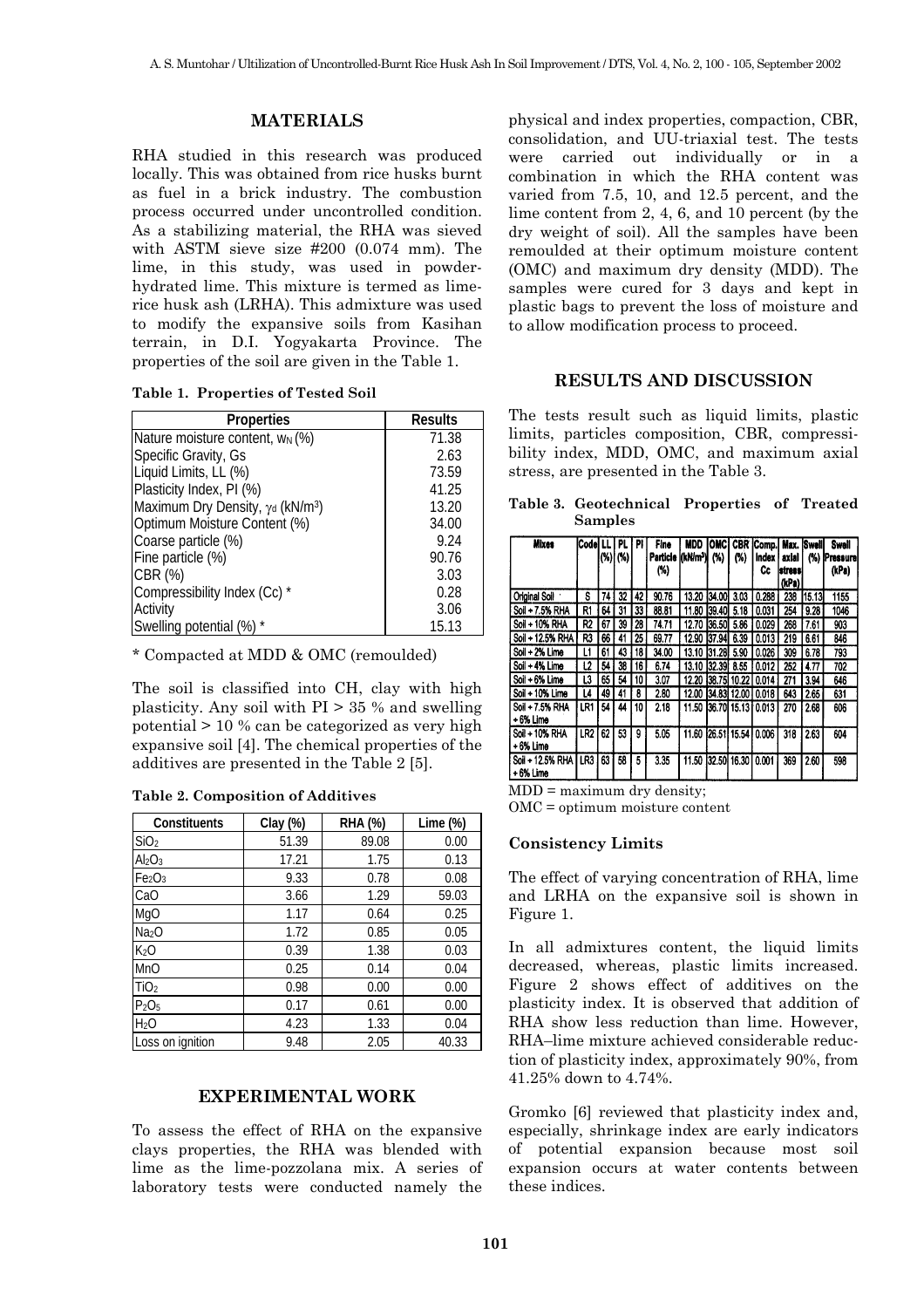## MATERIALS

RHA studied in this research was produced locally. This was obtained from rice husks burnt as fuel in a brick industry. The combustion process occurred under uncontrolled condition. As a stabilizing material, the RHA was sieved with ASTM sieve size #200 (0.074 mm). The lime, in this study, was used in powder-hydrated lime. This mixture is termed as lime-rice husk ash (LRHA). This admixture was used to modify the expansive soils from Kasihan terrain, in D.I. Yogyakarta Province. The properties of the soil are given in the Table 1.

**Table 1. Properties of Tested Soil**

| Properties | Results |
|---|---|
| Nature moisture content, $w_N$ (%) | 71.38 |
| Specific Gravity, Gs | 2.63 |
| Liquid Limits, LL (%) | 73.59 |
| Plasticity Index, PI (%) | 41.25 |
| Maximum Dry Density, $\gamma_d$ (kN/m$^3$) | 13.20 |
| Optimum Moisture Content (%) | 34.00 |
| Coarse particle (%) | 9.24 |
| Fine particle (%) | 90.76 |
| CBR (%) | 3.03 |
| Compressibility Index (Cc) * | 0.28 |
| Activity | 3.06 |
| Swelling potential (%) * | 15.13 |

\* Compacted at MDD & OMC (remoulded)

The soil is classified into CH, clay with high plasticity. Any soil with PI > 35 % and swelling potential > 10 % can be categorized as very high expansive soil [4]. The chemical properties of the additives are presented in the Table 2 [5].

**Table 2. Composition of Additives**

| Constituents | Clay (%) | RHA (%) | Lime (%) |
|---|---|---|---|
| $SiO_2$ | 51.39 | 89.08 | 0.00 |
| $Al_2O_3$ | 17.21 | 1.75 | 0.13 |
| $Fe_2O_3$ | 9.33 | 0.78 | 0.08 |
| CaO | 3.66 | 1.29 | 59.03 |
| MgO | 1.17 | 0.64 | 0.25 |
| $Na_2O$ | 1.72 | 0.85 | 0.05 |
| $K_2O$ | 0.39 | 1.38 | 0.03 |
| MnO | 0.25 | 0.14 | 0.04 |
| $TiO_2$ | 0.98 | 0.00 | 0.00 |
| $P_2O_5$ | 0.17 | 0.61 | 0.00 |
| $H_2O$ | 4.23 | 1.33 | 0.04 |
| Loss on ignition | 9.48 | 2.05 | 40.33 |

## EXPERIMENTAL WORK

To assess the effect of RHA on the expansive clays properties, the RHA was blended with lime as the lime-pozzolana mix. A series of laboratory tests were conducted namely the physical and index properties, compaction, CBR, consolidation, and UU-triaxial test. The tests were carried out individually or in a combination in which the RHA content was varied from 7.5, 10, and 12.5 percent, and the lime content from 2, 4, 6, and 10 percent (by the dry weight of soil). All the samples have been remoulded at their optimum moisture content (OMC) and maximum dry density (MDD). The samples were cured for 3 days and kept in plastic bags to prevent the loss of moisture and to allow modification process to proceed.

## RESULTS AND DISCUSSION

The tests result such as liquid limits, plastic limits, particles composition, CBR, compressibility index, MDD, OMC, and maximum axial stress, are presented in the Table 3.

**Table 3. Geotechnical Properties of Treated Samples**

| Mixes | Code | LL (%) | PL (%) | PI | Fine Particle (%) | MDD (kN/m$^3$) | OMC (%) | CBR (%) | Comp. Index Cc | Max. axial stress (kPa) | Swell (%) | Swell Pressure (kPa) |
|---|---|---|---|---|---|---|---|---|---|---|---|---|
| Original Soil | S | 74 | 32 | 42 | 90.76 | 13.20 | 34.00 | 3.03 | 0.288 | 238 | 15.13 | 1155 |
| Soil + 7.5% RHA | R1 | 64 | 31 | 33 | 88.81 | 11.80 | 39.40 | 5.18 | 0.031 | 254 | 9.28 | 1046 |
| Soil + 10% RHA | R2 | 67 | 39 | 28 | 74.71 | 12.70 | 36.50 | 5.86 | 0.029 | 268 | 7.61 | 903 |
| Soil + 12.5% RHA | R3 | 66 | 41 | 25 | 69.77 | 12.90 | 37.94 | 6.39 | 0.013 | 219 | 6.61 | 846 |
| Soil + 2% Lime | L1 | 61 | 43 | 18 | 34.00 | 13.10 | 31.28 | 5.90 | 0.026 | 309 | 6.78 | 793 |
| Soil + 4% Lime | L2 | 54 | 38 | 16 | 6.74 | 13.10 | 32.39 | 8.55 | 0.012 | 252 | 4.77 | 702 |
| Soil + 6% Lime | L3 | 65 | 54 | 10 | 3.07 | 12.20 | 38.75 | 10.22 | 0.014 | 271 | 3.94 | 646 |
| Soil + 10% Lime | L4 | 49 | 41 | 8 | 2.80 | 12.00 | 34.83 | 12.00 | 0.018 | 643 | 2.65 | 631 |
| Soil + 7.5% RHA + 6% Lime | LR1 | 54 | 44 | 10 | 2.18 | 11.50 | 36.70 | 15.13 | 0.013 | 270 | 2.68 | 606 |
| Soil + 10% RHA + 6% Lime | LR2 | 62 | 53 | 9 | 5.05 | 11.60 | 26.51 | 15.54 | 0.006 | 318 | 2.63 | 604 |
| Soil + 12.5% RHA + 6% Lime | LR3 | 63 | 58 | 5 | 3.35 | 11.50 | 32.50 | 16.30 | 0.001 | 369 | 2.60 | 598 |

MDD = maximum dry density;
OMC = optimum moisture content

### Consistency Limits

The effect of varying concentration of RHA, lime and LRHA on the expansive soil is shown in Figure 1.

In all admixtures content, the liquid limits decreased, whereas, plastic limits increased. Figure 2 shows effect of additives on the plasticity index. It is observed that addition of RHA show less reduction than lime. However, RHA–lime mixture achieved considerable reduction of plasticity index, approximately 90%, from 41.25% down to 4.74%.

Gromko [6] reviewed that plasticity index and, especially, shrinkage index are early indicators of potential expansion because most soil expansion occurs at water contents between these indices.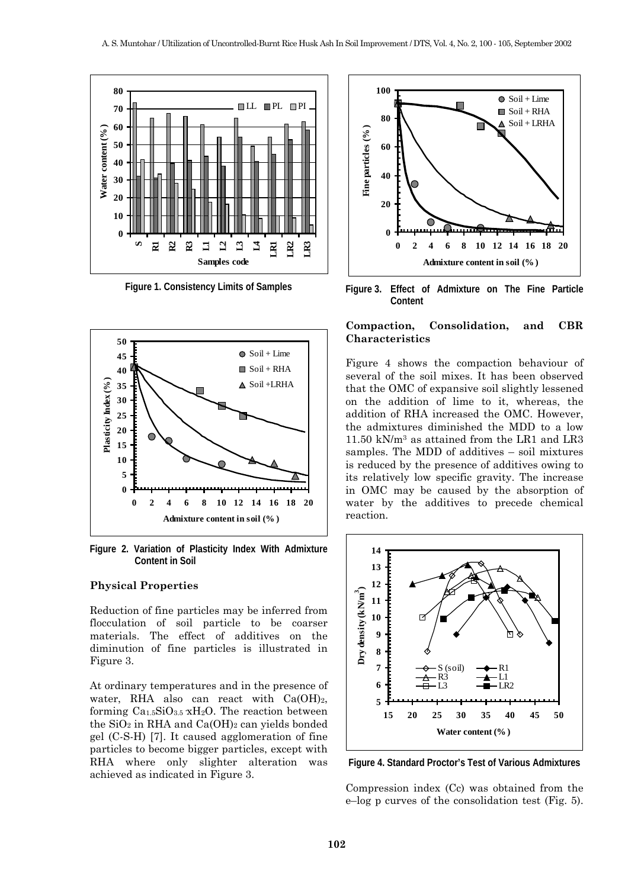Figure 1. Consistency Limits of Samples

Figure 2. Variation of Plasticity Index With Admixture Content in Soil

### Physical Properties

Reduction of fine particles may be inferred from flocculation of soil particle to be coarser materials. The effect of additives on the diminution of fine particles is illustrated in Figure 3.

At ordinary temperatures and in the presence of water, RHA also can react with $Ca(OH)_2$, forming $Ca_{1.5}SiO_{3.5} \cdot xH_2O$. The reaction between the $SiO_2$ in RHA and $Ca(OH)_2$ can yields bonded gel (C-S-H) [7]. It caused agglomeration of fine particles to become bigger particles, except with RHA where only slighter alteration was achieved as indicated in Figure 3.

Figure 3. Effect of Admixture on The Fine Particle Content

### Compaction, Consolidation, and CBR Characteristics

Figure 4 shows the compaction behaviour of several of the soil mixes. It has been observed that the OMC of expansive soil slightly lessened on the addition of lime to it, whereas, the addition of RHA increased the OMC. However, the admixtures diminished the MDD to a low 11.50 kN/m$^3$ as attained from the LR1 and LR3 samples. The MDD of additives – soil mixtures is reduced by the presence of additives owing to its relatively low specific gravity. The increase in OMC may be caused by the absorption of water by the additives to precede chemical reaction.

Figure 4. Standard Proctor's Test of Various Admixtures

Compression index (Cc) was obtained from the e–log p curves of the consolidation test (Fig. 5).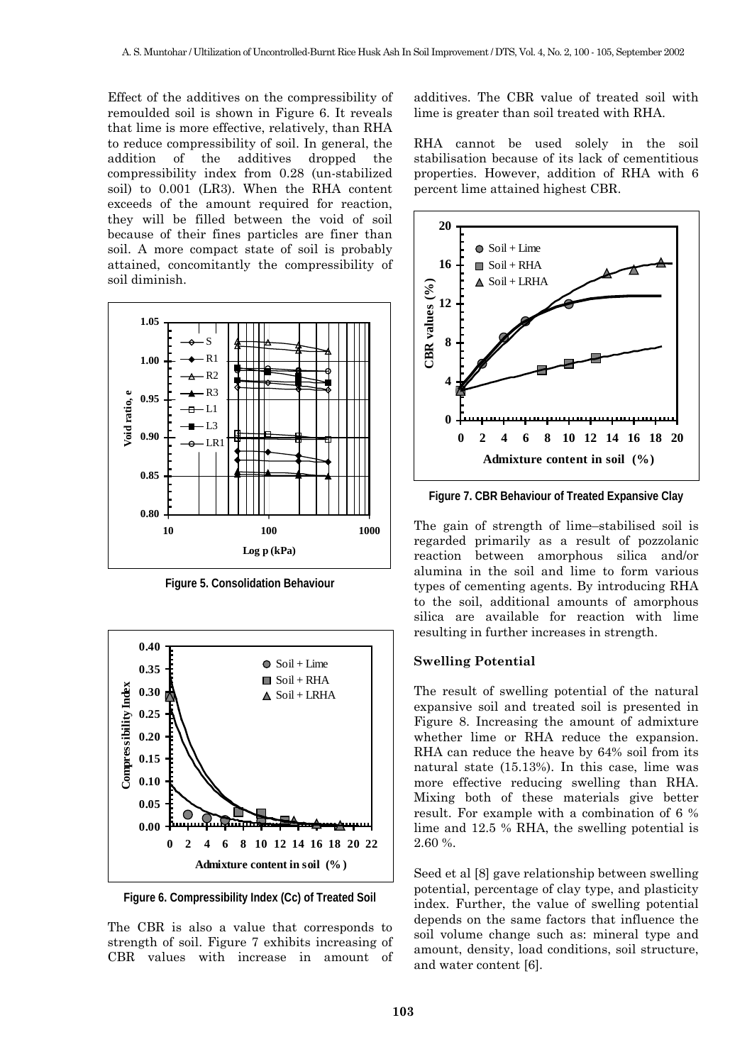Effect of the additives on the compressibility of remoulded soil is shown in Figure 6. It reveals that lime is more effective, relatively, than RHA to reduce compressibility of soil. In general, the addition of the additives dropped the compressibility index from 0.28 (un-stabilized soil) to 0.001 (LR3). When the RHA content exceeds of the amount required for reaction, they will be filled between the void of soil because of their fines particles are finer than soil. A more compact state of soil is probably attained, concomitantly the compressibility of soil diminish.

**Figure 5. Consolidation Behaviour**

**Figure 6. Compressibility Index (Cc) of Treated Soil**

The CBR is also a value that corresponds to strength of soil. Figure 7 exhibits increasing of CBR values with increase in amount of additives. The CBR value of treated soil with lime is greater than soil treated with RHA.

RHA cannot be used solely in the soil stabilisation because of its lack of cementitious properties. However, addition of RHA with 6 percent lime attained highest CBR.

**Figure 7. CBR Behaviour of Treated Expansive Clay**

The gain of strength of lime–stabilised soil is regarded primarily as a result of pozzolanic reaction between amorphous silica and/or alumina in the soil and lime to form various types of cementing agents. By introducing RHA to the soil, additional amounts of amorphous silica are available for reaction with lime resulting in further increases in strength.

### Swelling Potential

The result of swelling potential of the natural expansive soil and treated soil is presented in Figure 8. Increasing the amount of admixture whether lime or RHA reduce the expansion. RHA can reduce the heave by 64% soil from its natural state (15.13%). In this case, lime was more effective reducing swelling than RHA. Mixing both of these materials give better result. For example with a combination of 6 % lime and 12.5 % RHA, the swelling potential is 2.60 %.

Seed et al [8] gave relationship between swelling potential, percentage of clay type, and plasticity index. Further, the value of swelling potential depends on the same factors that influence the soil volume change such as: mineral type and amount, density, load conditions, soil structure, and water content [6].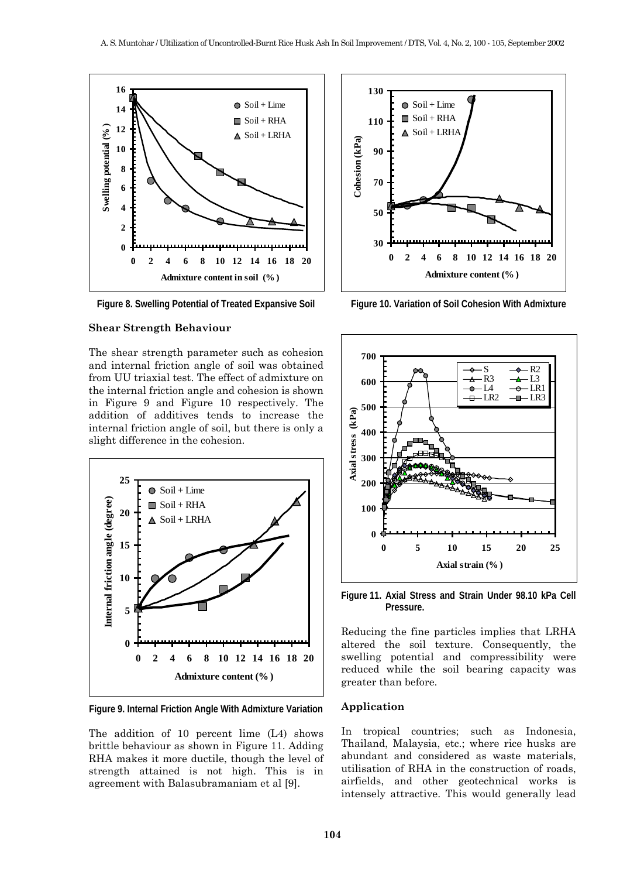Figure 8. Swelling Potential of Treated Expansive Soil

Figure 10. Variation of Soil Cohesion With Admixture

### Shear Strength Behaviour

The shear strength parameter such as cohesion and internal friction angle of soil was obtained from UU triaxial test. The effect of admixture on the internal friction angle and cohesion is shown in Figure 9 and Figure 10 respectively. The addition of additives tends to increase the internal friction angle of soil, but there is only a slight difference in the cohesion.

Figure 9. Internal Friction Angle With Admixture Variation

The addition of 10 percent lime (L4) shows brittle behaviour as shown in Figure 11. Adding RHA makes it more ductile, though the level of strength attained is not high. This is in agreement with Balasubramaniam et al [9].

Figure 11. Axial Stress and Strain Under 98.10 kPa Cell Pressure.

Reducing the fine particles implies that LRHA altered the soil texture. Consequently, the swelling potential and compressibility were reduced while the soil bearing capacity was greater than before.

### Application

In tropical countries; such as Indonesia, Thailand, Malaysia, etc.; where rice husks are abundant and considered as waste materials, utilisation of RHA in the construction of roads, airfields, and other geotechnical works is intensely attractive. This would generally lead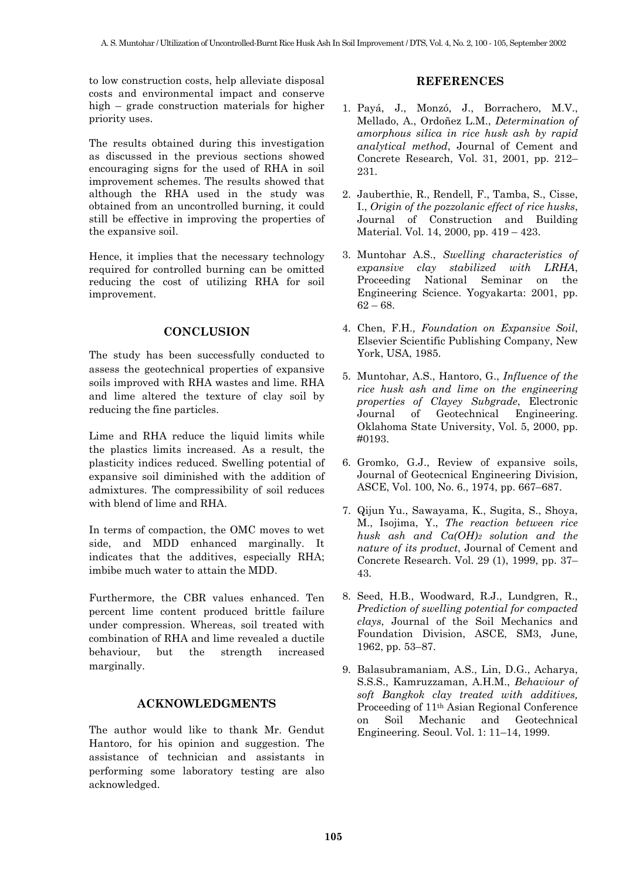to low construction costs, help alleviate disposal costs and environmental impact and conserve high – grade construction materials for higher priority uses.

The results obtained during this investigation as discussed in the previous sections showed encouraging signs for the used of RHA in soil improvement schemes. The results showed that although the RHA used in the study was obtained from an uncontrolled burning, it could still be effective in improving the properties of the expansive soil.

Hence, it implies that the necessary technology required for controlled burning can be omitted reducing the cost of utilizing RHA for soil improvement.

## CONCLUSION

The study has been successfully conducted to assess the geotechnical properties of expansive soils improved with RHA wastes and lime. RHA and lime altered the texture of clay soil by reducing the fine particles.

Lime and RHA reduce the liquid limits while the plastics limits increased. As a result, the plasticity indices reduced. Swelling potential of expansive soil diminished with the addition of admixtures. The compressibility of soil reduces with blend of lime and RHA.

In terms of compaction, the OMC moves to wet side, and MDD enhanced marginally. It indicates that the additives, especially RHA; imbibe much water to attain the MDD.

Furthermore, the CBR values enhanced. Ten percent lime content produced brittle failure under compression. Whereas, soil treated with combination of RHA and lime revealed a ductile behaviour, but the strength increased marginally.

## ACKNOWLEDGMENTS

The author would like to thank Mr. Gendut Hantoro, for his opinion and suggestion. The assistance of technician and assistants in performing some laboratory testing are also acknowledged.

## REFERENCES

1. Payá, J., Monzó, J., Borrachero, M.V., Mellado, A., Ordoñez L.M., *Determination of amorphous silica in rice husk ash by rapid analytical method*, Journal of Cement and Concrete Research, Vol. 31, 2001, pp. 212–231.
2. Jauberthie, R., Rendell, F., Tamba, S., Cisse, I., *Origin of the pozzolanic effect of rice husks*, Journal of Construction and Building Material. Vol. 14, 2000, pp. 419 – 423.
3. Muntohar A.S., *Swelling characteristics of expansive clay stabilized with LRHA*, Proceeding National Seminar on the Engineering Science. Yogyakarta: 2001, pp. 62 – 68.
4. Chen, F.H., *Foundation on Expansive Soil*, Elsevier Scientific Publishing Company, New York, USA, 1985.
5. Muntohar, A.S., Hantoro, G., *Influence of the rice husk ash and lime on the engineering properties of Clayey Subgrade*, Electronic Journal of Geotechnical Engineering. Oklahoma State University, Vol. 5, 2000, pp. #0193.
6. Gromko, G.J., Review of expansive soils, Journal of Geotecnical Engineering Division, ASCE, Vol. 100, No. 6., 1974, pp. 667–687.
7. Qijun Yu., Sawayama, K., Sugita, S., Shoya, M., Isojima, Y., *The reaction between rice husk ash and $Ca(OH)_2$ solution and the nature of its product*, Journal of Cement and Concrete Research. Vol. 29 (1), 1999, pp. 37–43.
8. Seed, H.B., Woodward, R.J., Lundgren, R., *Prediction of swelling potential for compacted clays*, Journal of the Soil Mechanics and Foundation Division, ASCE, SM3, June, 1962, pp. 53–87.
9. Balasubramaniam, A.S., Lin, D.G., Acharya, S.S.S., Kamruzzaman, A.H.M., *Behaviour of soft Bangkok clay treated with additives,* Proceeding of 11th Asian Regional Conference on Soil Mechanic and Geotechnical Engineering. Seoul. Vol. 1: 11–14, 1999.